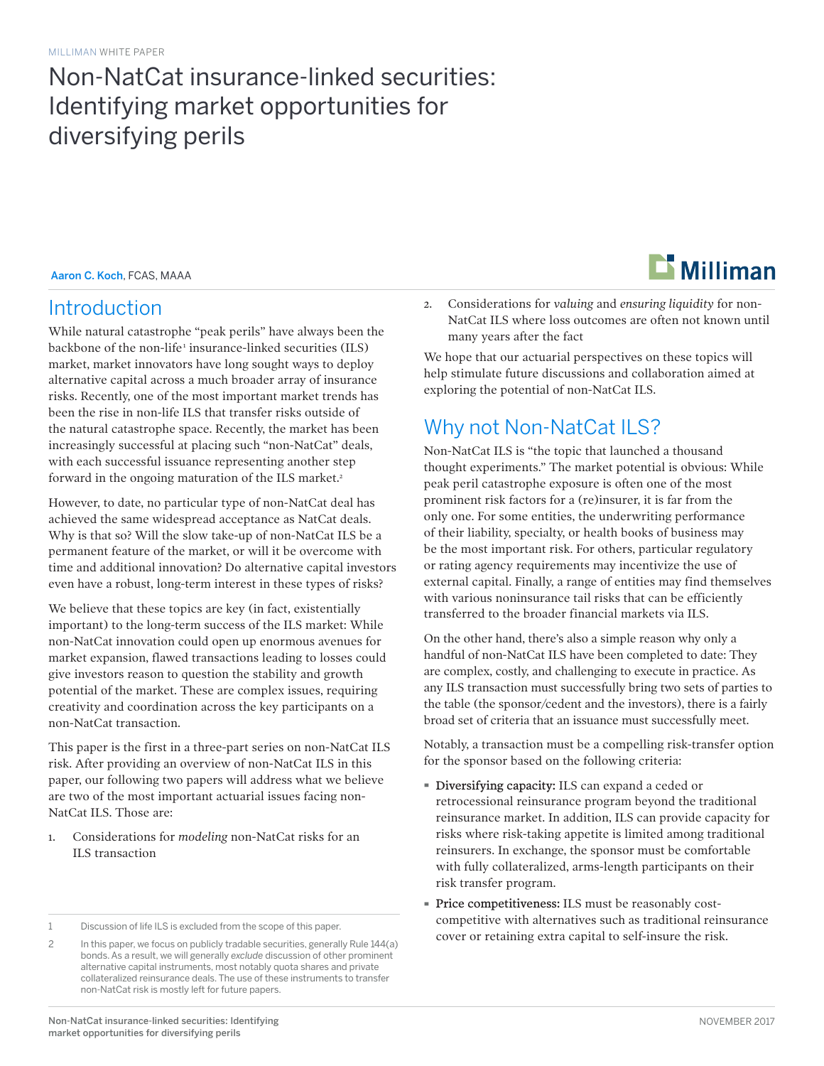MILLIMAN WHITE PAPER

# Non-NatCat insurance-linked securities: Identifying market opportunities for diversifying perils

**Aaron C. Koch**, FCAS, MAAA

## Introduction

While natural catastrophe "peak perils" have always been the backbone of the non-life[1] insurance-linked securities (ILS) market, market innovators have long sought ways to deploy alternative capital across a much broader array of insurance risks. Recently, one of the most important market trends has been the rise in non-life ILS that transfer risks outside of the natural catastrophe space. Recently, the market has been increasingly successful at placing such "non-NatCat" deals, with each successful issuance representing another step forward in the ongoing maturation of the ILS market.[2]

However, to date, no particular type of non-NatCat deal has achieved the same widespread acceptance as NatCat deals. Why is that so? Will the slow take-up of non-NatCat ILS be a permanent feature of the market, or will it be overcome with time and additional innovation? Do alternative capital investors even have a robust, long-term interest in these types of risks?

We believe that these topics are key (in fact, existentially important) to the long-term success of the ILS market: While non-NatCat innovation could open up enormous avenues for market expansion, flawed transactions leading to losses could give investors reason to question the stability and growth potential of the market. These are complex issues, requiring creativity and coordination across the key participants on a non-NatCat transaction.

This paper is the first in a three-part series on non-NatCat ILS risk. After providing an overview of non-NatCat ILS in this paper, our following two papers will address what we believe are two of the most important actuarial issues facing non-NatCat ILS. Those are:

1. Considerations for *modeling* non-NatCat risks for an ILS transaction
2. Considerations for *valuing* and *ensuring liquidity* for non-NatCat ILS where loss outcomes are often not known until many years after the fact

We hope that our actuarial perspectives on these topics will help stimulate future discussions and collaboration aimed at exploring the potential of non-NatCat ILS.

## Why not Non-NatCat ILS?

Non-NatCat ILS is "the topic that launched a thousand thought experiments." The market potential is obvious: While peak peril catastrophe exposure is often one of the most prominent risk factors for a (re)insurer, it is far from the only one. For some entities, the underwriting performance of their liability, specialty, or health books of business may be the most important risk. For others, particular regulatory or rating agency requirements may incentivize the use of external capital. Finally, a range of entities may find themselves with various noninsurance tail risks that can be efficiently transferred to the broader financial markets via ILS.

On the other hand, there's also a simple reason why only a handful of non-NatCat ILS have been completed to date: They are complex, costly, and challenging to execute in practice. As any ILS transaction must successfully bring two sets of parties to the table (the sponsor/cedent and the investors), there is a fairly broad set of criteria that an issuance must successfully meet.

Notably, a transaction must be a compelling risk-transfer option for the sponsor based on the following criteria:

- **Diversifying capacity:** ILS can expand a ceded or retrocessional reinsurance program beyond the traditional reinsurance market. In addition, ILS can provide capacity for risks where risk-taking appetite is limited among traditional reinsurers. In exchange, the sponsor must be comfortable with fully collateralized, arms-length participants on their risk transfer program.
- **Price competitiveness:** ILS must be reasonably cost-competitive with alternatives such as traditional reinsurance cover or retaining extra capital to self-insure the risk.

---

1 Discussion of life ILS is excluded from the scope of this paper.

2 In this paper, we focus on publicly tradable securities, generally Rule 144(a) bonds. As a result, we will generally *exclude* discussion of other prominent alternative capital instruments, most notably quota shares and private collateralized reinsurance deals. The use of these instruments to transfer non-NatCat risk is mostly left for future papers.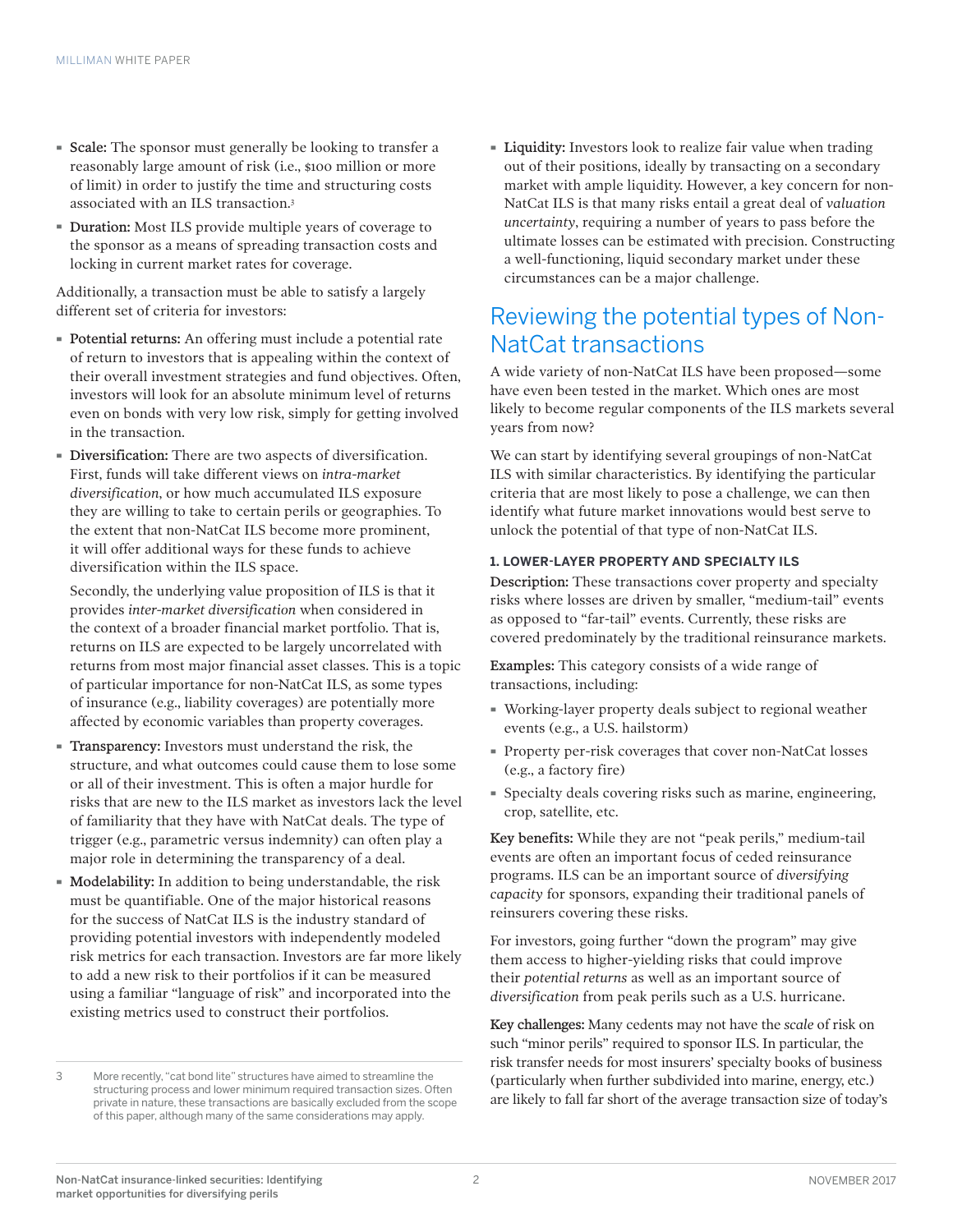- **Scale:** The sponsor must generally be looking to transfer a reasonably large amount of risk (i.e., $100 million or more of limit) in order to justify the time and structuring costs associated with an ILS transaction.[3]
- **Duration:** Most ILS provide multiple years of coverage to the sponsor as a means of spreading transaction costs and locking in current market rates for coverage.

Additionally, a transaction must be able to satisfy a largely different set of criteria for investors:

- **Potential returns:** An offering must include a potential rate of return to investors that is appealing within the context of their overall investment strategies and fund objectives. Often, investors will look for an absolute minimum level of returns even on bonds with very low risk, simply for getting involved in the transaction.
- **Diversification:** There are two aspects of diversification. First, funds will take different views on *intra-market diversification*, or how much accumulated ILS exposure they are willing to take to certain perils or geographies. To the extent that non-NatCat ILS become more prominent, it will offer additional ways for these funds to achieve diversification within the ILS space.

  Secondly, the underlying value proposition of ILS is that it provides *inter-market diversification* when considered in the context of a broader financial market portfolio. That is, returns on ILS are expected to be largely uncorrelated with returns from most major financial asset classes. This is a topic of particular importance for non-NatCat ILS, as some types of insurance (e.g., liability coverages) are potentially more affected by economic variables than property coverages.
- **Transparency:** Investors must understand the risk, the structure, and what outcomes could cause them to lose some or all of their investment. This is often a major hurdle for risks that are new to the ILS market as investors lack the level of familiarity that they have with NatCat deals. The type of trigger (e.g., parametric versus indemnity) can often play a major role in determining the transparency of a deal.
- **Modelability:** In addition to being understandable, the risk must be quantifiable. One of the major historical reasons for the success of NatCat ILS is the industry standard of providing potential investors with independently modeled risk metrics for each transaction. Investors are far more likely to add a new risk to their portfolios if it can be measured using a familiar "language of risk" and incorporated into the existing metrics used to construct their portfolios.
- **Liquidity:** Investors look to realize fair value when trading out of their positions, ideally by transacting on a secondary market with ample liquidity. However, a key concern for non-NatCat ILS is that many risks entail a great deal of *valuation uncertainty*, requiring a number of years to pass before the ultimate losses can be estimated with precision. Constructing a well-functioning, liquid secondary market under these circumstances can be a major challenge.

## Reviewing the potential types of Non-NatCat transactions

A wide variety of non-NatCat ILS have been proposed—some have even been tested in the market. Which ones are most likely to become regular components of the ILS markets several years from now?

We can start by identifying several groupings of non-NatCat ILS with similar characteristics. By identifying the particular criteria that are most likely to pose a challenge, we can then identify what future market innovations would best serve to unlock the potential of that type of non-NatCat ILS.

### 1. LOWER-LAYER PROPERTY AND SPECIALTY ILS

**Description:** These transactions cover property and specialty risks where losses are driven by smaller, "medium-tail" events as opposed to "far-tail" events. Currently, these risks are covered predominately by the traditional reinsurance markets.

**Examples:** This category consists of a wide range of transactions, including:

- Working-layer property deals subject to regional weather events (e.g., a U.S. hailstorm)
- Property per-risk coverages that cover non-NatCat losses (e.g., a factory fire)
- Specialty deals covering risks such as marine, engineering, crop, satellite, etc.

**Key benefits:** While they are not "peak perils," medium-tail events are often an important focus of ceded reinsurance programs. ILS can be an important source of *diversifying capacity* for sponsors, expanding their traditional panels of reinsurers covering these risks.

For investors, going further "down the program" may give them access to higher-yielding risks that could improve their *potential returns* as well as an important source of *diversification* from peak perils such as a U.S. hurricane.

**Key challenges:** Many cedents may not have the *scale* of risk on such "minor perils" required to sponsor ILS. In particular, the risk transfer needs for most insurers' specialty books of business (particularly when further subdivided into marine, energy, etc.) are likely to fall far short of the average transaction size of today's

3 More recently, "cat bond lite" structures have aimed to streamline the structuring process and lower minimum required transaction sizes. Often private in nature, these transactions are basically excluded from the scope of this paper, although many of the same considerations may apply.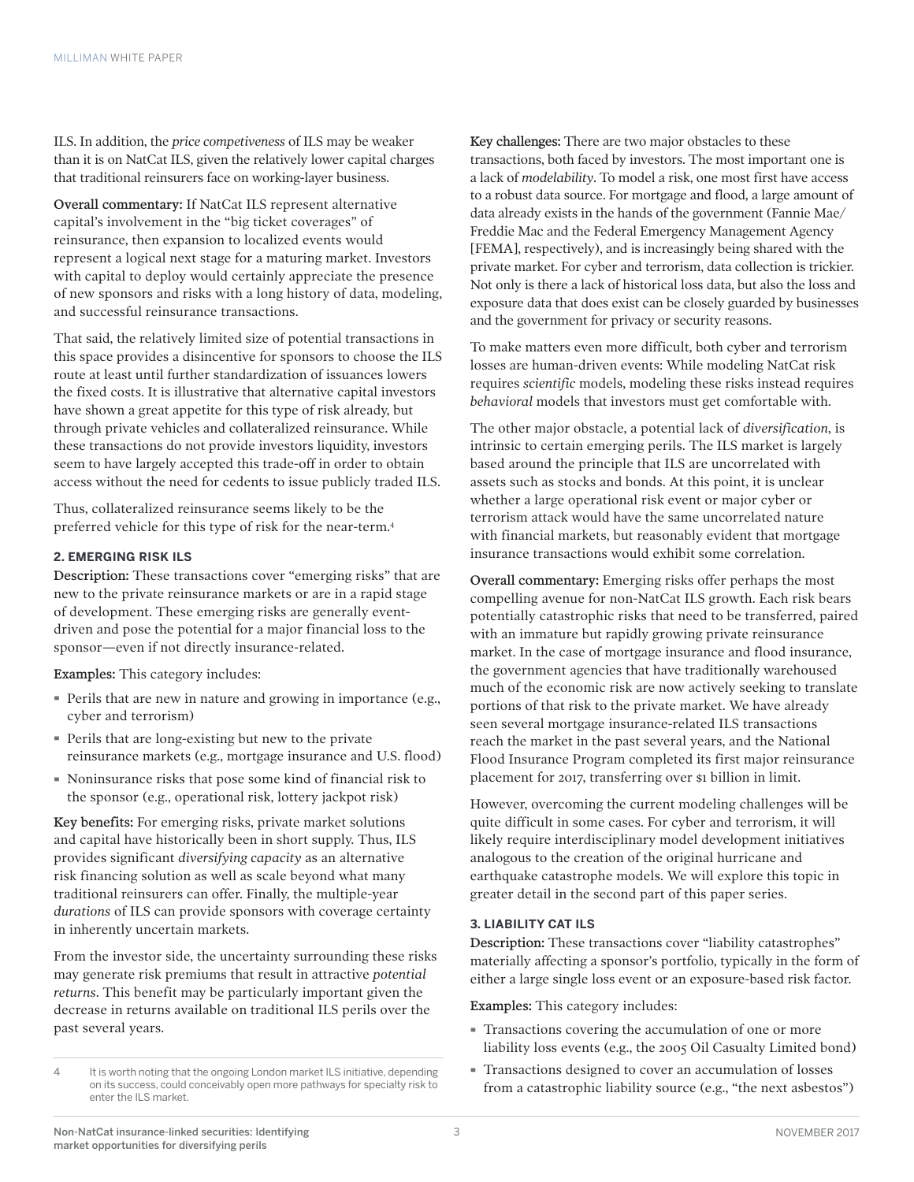ILS. In addition, the *price competiveness* of ILS may be weaker than it is on NatCat ILS, given the relatively lower capital charges that traditional reinsurers face on working-layer business.

**Overall commentary:** If NatCat ILS represent alternative capital's involvement in the "big ticket coverages" of reinsurance, then expansion to localized events would represent a logical next stage for a maturing market. Investors with capital to deploy would certainly appreciate the presence of new sponsors and risks with a long history of data, modeling, and successful reinsurance transactions.

That said, the relatively limited size of potential transactions in this space provides a disincentive for sponsors to choose the ILS route at least until further standardization of issuances lowers the fixed costs. It is illustrative that alternative capital investors have shown a great appetite for this type of risk already, but through private vehicles and collateralized reinsurance. While these transactions do not provide investors liquidity, investors seem to have largely accepted this trade-off in order to obtain access without the need for cedents to issue publicly traded ILS.

Thus, collateralized reinsurance seems likely to be the preferred vehicle for this type of risk for the near-term.[4]

#### 2. EMERGING RISK ILS

**Description:** These transactions cover "emerging risks" that are new to the private reinsurance markets or are in a rapid stage of development. These emerging risks are generally event-driven and pose the potential for a major financial loss to the sponsor—even if not directly insurance-related.

**Examples:** This category includes:

- Perils that are new in nature and growing in importance (e.g., cyber and terrorism)
- Perils that are long-existing but new to the private reinsurance markets (e.g., mortgage insurance and U.S. flood)
- Noninsurance risks that pose some kind of financial risk to the sponsor (e.g., operational risk, lottery jackpot risk)

**Key benefits:** For emerging risks, private market solutions and capital have historically been in short supply. Thus, ILS provides significant *diversifying capacity* as an alternative risk financing solution as well as scale beyond what many traditional reinsurers can offer. Finally, the multiple-year *durations* of ILS can provide sponsors with coverage certainty in inherently uncertain markets.

From the investor side, the uncertainty surrounding these risks may generate risk premiums that result in attractive *potential returns*. This benefit may be particularly important given the decrease in returns available on traditional ILS perils over the past several years.

4 It is worth noting that the ongoing London market ILS initiative, depending on its success, could conceivably open more pathways for specialty risk to enter the ILS market.

**Key challenges:** There are two major obstacles to these transactions, both faced by investors. The most important one is a lack of *modelability*. To model a risk, one most first have access to a robust data source. For mortgage and flood, a large amount of data already exists in the hands of the government (Fannie Mae/Freddie Mac and the Federal Emergency Management Agency [FEMA], respectively), and is increasingly being shared with the private market. For cyber and terrorism, data collection is trickier. Not only is there a lack of historical loss data, but also the loss and exposure data that does exist can be closely guarded by businesses and the government for privacy or security reasons.

To make matters even more difficult, both cyber and terrorism losses are human-driven events: While modeling NatCat risk requires *scientific* models, modeling these risks instead requires *behavioral* models that investors must get comfortable with.

The other major obstacle, a potential lack of *diversification*, is intrinsic to certain emerging perils. The ILS market is largely based around the principle that ILS are uncorrelated with assets such as stocks and bonds. At this point, it is unclear whether a large operational risk event or major cyber or terrorism attack would have the same uncorrelated nature with financial markets, but reasonably evident that mortgage insurance transactions would exhibit some correlation.

**Overall commentary:** Emerging risks offer perhaps the most compelling avenue for non-NatCat ILS growth. Each risk bears potentially catastrophic risks that need to be transferred, paired with an immature but rapidly growing private reinsurance market. In the case of mortgage insurance and flood insurance, the government agencies that have traditionally warehoused much of the economic risk are now actively seeking to translate portions of that risk to the private market. We have already seen several mortgage insurance-related ILS transactions reach the market in the past several years, and the National Flood Insurance Program completed its first major reinsurance placement for 2017, transferring over $1 billion in limit.

However, overcoming the current modeling challenges will be quite difficult in some cases. For cyber and terrorism, it will likely require interdisciplinary model development initiatives analogous to the creation of the original hurricane and earthquake catastrophe models. We will explore this topic in greater detail in the second part of this paper series.

#### 3. LIABILITY CAT ILS

**Description:** These transactions cover "liability catastrophes" materially affecting a sponsor's portfolio, typically in the form of either a large single loss event or an exposure-based risk factor.

**Examples:** This category includes:

- Transactions covering the accumulation of one or more liability loss events (e.g., the 2005 Oil Casualty Limited bond)
- Transactions designed to cover an accumulation of losses from a catastrophic liability source (e.g., "the next asbestos")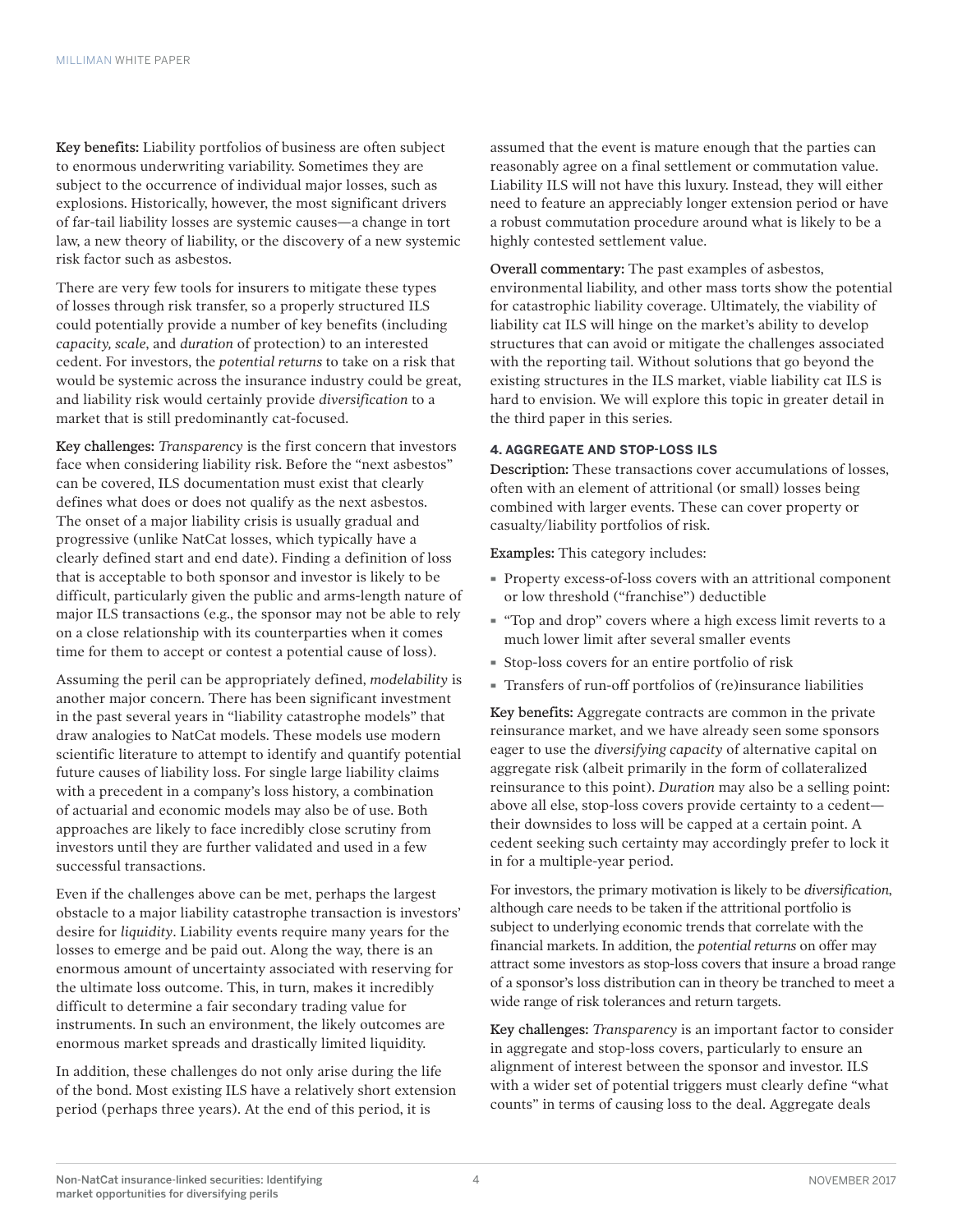**Key benefits:** Liability portfolios of business are often subject to enormous underwriting variability. Sometimes they are subject to the occurrence of individual major losses, such as explosions. Historically, however, the most significant drivers of far-tail liability losses are systemic causes—a change in tort law, a new theory of liability, or the discovery of a new systemic risk factor such as asbestos.

There are very few tools for insurers to mitigate these types of losses through risk transfer, so a properly structured ILS could potentially provide a number of key benefits (including *capacity, scale*, and *duration* of protection) to an interested cedent. For investors, the *potential returns* to take on a risk that would be systemic across the insurance industry could be great, and liability risk would certainly provide *diversification* to a market that is still predominantly cat-focused.

**Key challenges:** *Transparency* is the first concern that investors face when considering liability risk. Before the "next asbestos" can be covered, ILS documentation must exist that clearly defines what does or does not qualify as the next asbestos. The onset of a major liability crisis is usually gradual and progressive (unlike NatCat losses, which typically have a clearly defined start and end date). Finding a definition of loss that is acceptable to both sponsor and investor is likely to be difficult, particularly given the public and arms-length nature of major ILS transactions (e.g., the sponsor may not be able to rely on a close relationship with its counterparties when it comes time for them to accept or contest a potential cause of loss).

Assuming the peril can be appropriately defined, *modelability* is another major concern. There has been significant investment in the past several years in "liability catastrophe models" that draw analogies to NatCat models. These models use modern scientific literature to attempt to identify and quantify potential future causes of liability loss. For single large liability claims with a precedent in a company's loss history, a combination of actuarial and economic models may also be of use. Both approaches are likely to face incredibly close scrutiny from investors until they are further validated and used in a few successful transactions.

Even if the challenges above can be met, perhaps the largest obstacle to a major liability catastrophe transaction is investors' desire for *liquidity*. Liability events require many years for the losses to emerge and be paid out. Along the way, there is an enormous amount of uncertainty associated with reserving for the ultimate loss outcome. This, in turn, makes it incredibly difficult to determine a fair secondary trading value for instruments. In such an environment, the likely outcomes are enormous market spreads and drastically limited liquidity.

In addition, these challenges do not only arise during the life of the bond. Most existing ILS have a relatively short extension period (perhaps three years). At the end of this period, it is assumed that the event is mature enough that the parties can reasonably agree on a final settlement or commutation value. Liability ILS will not have this luxury. Instead, they will either need to feature an appreciably longer extension period or have a robust commutation procedure around what is likely to be a highly contested settlement value.

**Overall commentary:** The past examples of asbestos, environmental liability, and other mass torts show the potential for catastrophic liability coverage. Ultimately, the viability of liability cat ILS will hinge on the market's ability to develop structures that can avoid or mitigate the challenges associated with the reporting tail. Without solutions that go beyond the existing structures in the ILS market, viable liability cat ILS is hard to envision. We will explore this topic in greater detail in the third paper in this series.

#### 4. AGGREGATE AND STOP-LOSS ILS

**Description:** These transactions cover accumulations of losses, often with an element of attritional (or small) losses being combined with larger events. These can cover property or casualty/liability portfolios of risk.

**Examples:** This category includes:

- Property excess-of-loss covers with an attritional component or low threshold ("franchise") deductible
- "Top and drop" covers where a high excess limit reverts to a much lower limit after several smaller events
- Stop-loss covers for an entire portfolio of risk
- Transfers of run-off portfolios of (re)insurance liabilities

**Key benefits:** Aggregate contracts are common in the private reinsurance market, and we have already seen some sponsors eager to use the *diversifying capacity* of alternative capital on aggregate risk (albeit primarily in the form of collateralized reinsurance to this point). *Duration* may also be a selling point: above all else, stop-loss covers provide certainty to a cedent—their downsides to loss will be capped at a certain point. A cedent seeking such certainty may accordingly prefer to lock it in for a multiple-year period.

For investors, the primary motivation is likely to be *diversification*, although care needs to be taken if the attritional portfolio is subject to underlying economic trends that correlate with the financial markets. In addition, the *potential returns* on offer may attract some investors as stop-loss covers that insure a broad range of a sponsor's loss distribution can in theory be tranched to meet a wide range of risk tolerances and return targets.

**Key challenges:** *Transparency* is an important factor to consider in aggregate and stop-loss covers, particularly to ensure an alignment of interest between the sponsor and investor. ILS with a wider set of potential triggers must clearly define "what counts" in terms of causing loss to the deal. Aggregate deals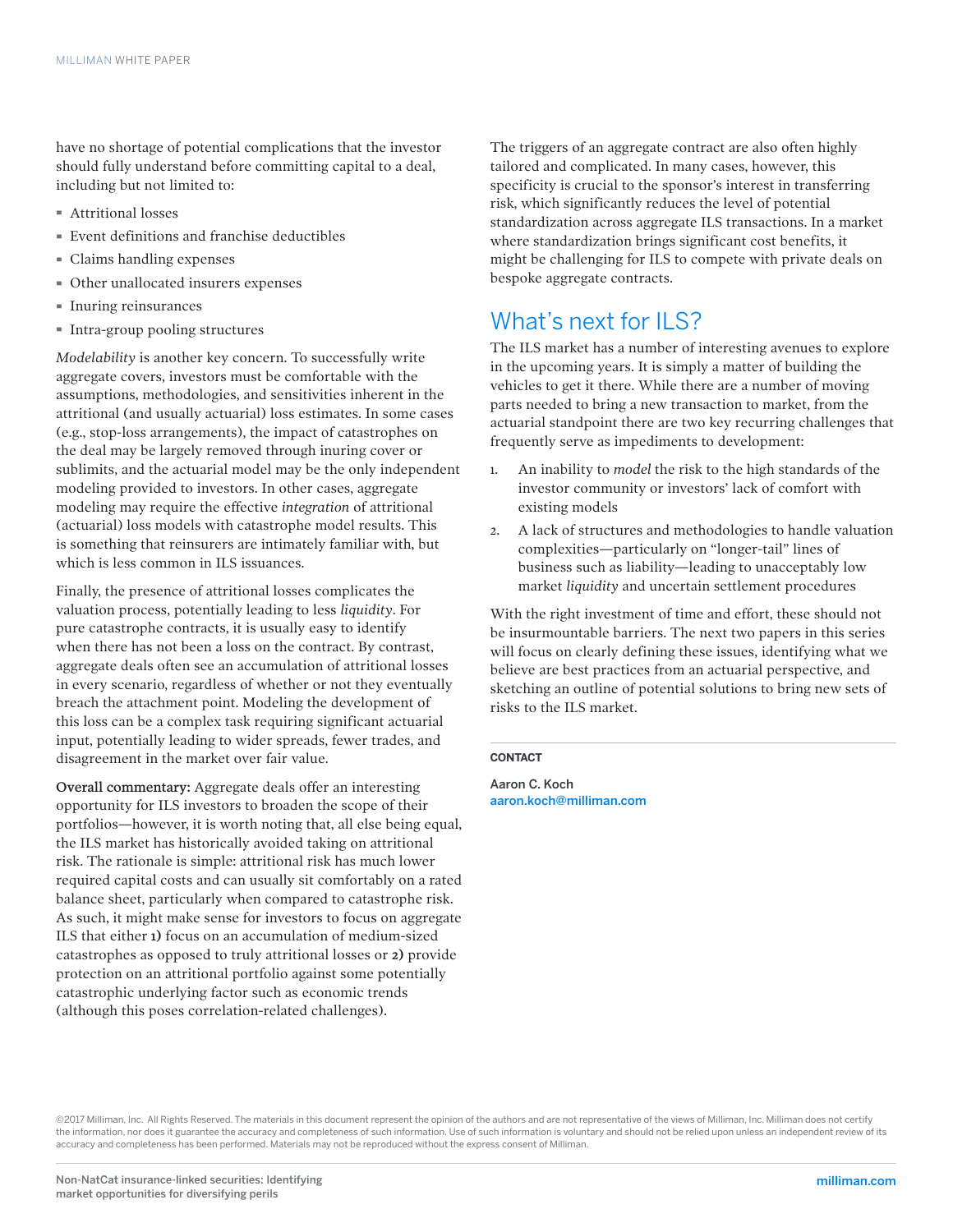have no shortage of potential complications that the investor should fully understand before committing capital to a deal, including but not limited to:

- Attritional losses
- Event definitions and franchise deductibles
- Claims handling expenses
- Other unallocated insurers expenses
- Inuring reinsurances
- Intra-group pooling structures

*Modelability* is another key concern. To successfully write aggregate covers, investors must be comfortable with the assumptions, methodologies, and sensitivities inherent in the attritional (and usually actuarial) loss estimates. In some cases (e.g., stop-loss arrangements), the impact of catastrophes on the deal may be largely removed through inuring cover or sublimits, and the actuarial model may be the only independent modeling provided to investors. In other cases, aggregate modeling may require the effective *integration* of attritional (actuarial) loss models with catastrophe model results. This is something that reinsurers are intimately familiar with, but which is less common in ILS issuances.

Finally, the presence of attritional losses complicates the valuation process, potentially leading to less *liquidity*. For pure catastrophe contracts, it is usually easy to identify when there has not been a loss on the contract. By contrast, aggregate deals often see an accumulation of attritional losses in every scenario, regardless of whether or not they eventually breach the attachment point. Modeling the development of this loss can be a complex task requiring significant actuarial input, potentially leading to wider spreads, fewer trades, and disagreement in the market over fair value.

**Overall commentary:** Aggregate deals offer an interesting opportunity for ILS investors to broaden the scope of their portfolios—however, it is worth noting that, all else being equal, the ILS market has historically avoided taking on attritional risk. The rationale is simple: attritional risk has much lower required capital costs and can usually sit comfortably on a rated balance sheet, particularly when compared to catastrophe risk. As such, it might make sense for investors to focus on aggregate ILS that either **1)** focus on an accumulation of medium-sized catastrophes as opposed to truly attritional losses or **2)** provide protection on an attritional portfolio against some potentially catastrophic underlying factor such as economic trends (although this poses correlation-related challenges).

The triggers of an aggregate contract are also often highly tailored and complicated. In many cases, however, this specificity is crucial to the sponsor's interest in transferring risk, which significantly reduces the level of potential standardization across aggregate ILS transactions. In a market where standardization brings significant cost benefits, it might be challenging for ILS to compete with private deals on bespoke aggregate contracts.

## What's next for ILS?

The ILS market has a number of interesting avenues to explore in the upcoming years. It is simply a matter of building the vehicles to get it there. While there are a number of moving parts needed to bring a new transaction to market, from the actuarial standpoint there are two key recurring challenges that frequently serve as impediments to development:

1. An inability to *model* the risk to the high standards of the investor community or investors' lack of comfort with existing models
2. A lack of structures and methodologies to handle valuation complexities—particularly on "longer-tail" lines of business such as liability—leading to unacceptably low market *liquidity* and uncertain settlement procedures

With the right investment of time and effort, these should not be insurmountable barriers. The next two papers in this series will focus on clearly defining these issues, identifying what we believe are best practices from an actuarial perspective, and sketching an outline of potential solutions to bring new sets of risks to the ILS market.

**CONTACT**

Aaron C. Koch
aaron.koch@milliman.com

©2017 Milliman, Inc. All Rights Reserved. The materials in this document represent the opinion of the authors and are not representative of the views of Milliman, Inc. Milliman does not certify the information, nor does it guarantee the accuracy and completeness of such information. Use of such information is voluntary and should not be relied upon unless an independent review of its accuracy and completeness has been performed. Materials may not be reproduced without the express consent of Milliman.